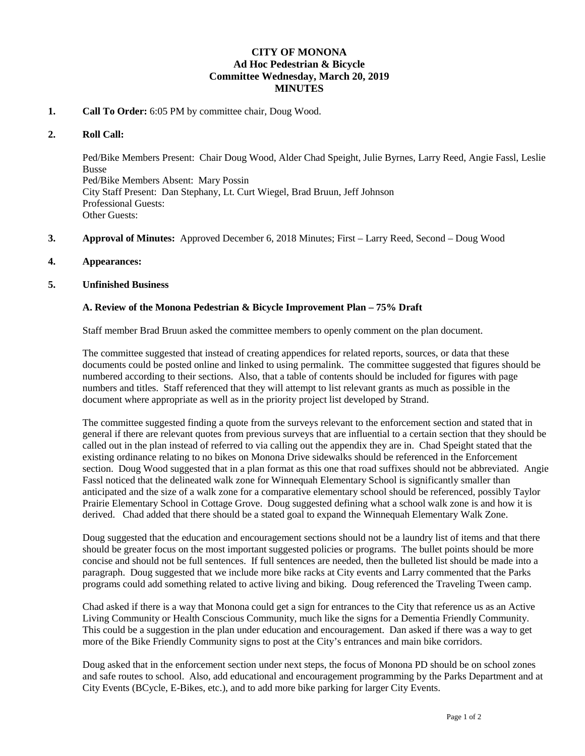# CITY OF MONONA
## Ad Hoc Pedestrian & Bicycle Committee Wednesday, March 20, 2019
## MINUTES

**1. Call To Order:** 6:05 PM by committee chair, Doug Wood.

**2. Roll Call:**

Ped/Bike Members Present: Chair Doug Wood, Alder Chad Speight, Julie Byrnes, Larry Reed, Angie Fassl, Leslie Busse
Ped/Bike Members Absent: Mary Possin
City Staff Present: Dan Stephany, Lt. Curt Wiegel, Brad Bruun, Jeff Johnson
Professional Guests:
Other Guests:

**3. Approval of Minutes:** Approved December 6, 2018 Minutes; First – Larry Reed, Second – Doug Wood

**4. Appearances:**

**5. Unfinished Business**

**A. Review of the Monona Pedestrian & Bicycle Improvement Plan – 75% Draft**

Staff member Brad Bruun asked the committee members to openly comment on the plan document.

The committee suggested that instead of creating appendices for related reports, sources, or data that these documents could be posted online and linked to using permalink. The committee suggested that figures should be numbered according to their sections. Also, that a table of contents should be included for figures with page numbers and titles. Staff referenced that they will attempt to list relevant grants as much as possible in the document where appropriate as well as in the priority project list developed by Strand.

The committee suggested finding a quote from the surveys relevant to the enforcement section and stated that in general if there are relevant quotes from previous surveys that are influential to a certain section that they should be called out in the plan instead of referred to via calling out the appendix they are in. Chad Speight stated that the existing ordinance relating to no bikes on Monona Drive sidewalks should be referenced in the Enforcement section. Doug Wood suggested that in a plan format as this one that road suffixes should not be abbreviated. Angie Fassl noticed that the delineated walk zone for Winnequah Elementary School is significantly smaller than anticipated and the size of a walk zone for a comparative elementary school should be referenced, possibly Taylor Prairie Elementary School in Cottage Grove. Doug suggested defining what a school walk zone is and how it is derived. Chad added that there should be a stated goal to expand the Winnequah Elementary Walk Zone.

Doug suggested that the education and encouragement sections should not be a laundry list of items and that there should be greater focus on the most important suggested policies or programs. The bullet points should be more concise and should not be full sentences. If full sentences are needed, then the bulleted list should be made into a paragraph. Doug suggested that we include more bike racks at City events and Larry commented that the Parks programs could add something related to active living and biking. Doug referenced the Traveling Tween camp.

Chad asked if there is a way that Monona could get a sign for entrances to the City that reference us as an Active Living Community or Health Conscious Community, much like the signs for a Dementia Friendly Community. This could be a suggestion in the plan under education and encouragement. Dan asked if there was a way to get more of the Bike Friendly Community signs to post at the City's entrances and main bike corridors.

Doug asked that in the enforcement section under next steps, the focus of Monona PD should be on school zones and safe routes to school. Also, add educational and encouragement programming by the Parks Department and at City Events (BCycle, E-Bikes, etc.), and to add more bike parking for larger City Events.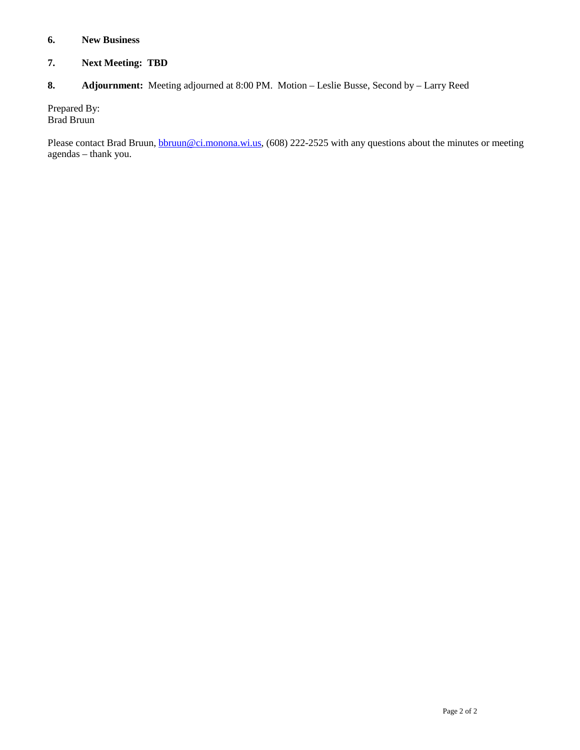**6. New Business**

**7. Next Meeting: TBD**

**8. Adjournment:** Meeting adjourned at 8:00 PM. Motion – Leslie Busse, Second by – Larry Reed

Prepared By:
Brad Bruun

Please contact Brad Bruun, bbruun@ci.monona.wi.us, (608) 222-2525 with any questions about the minutes or meeting agendas – thank you.